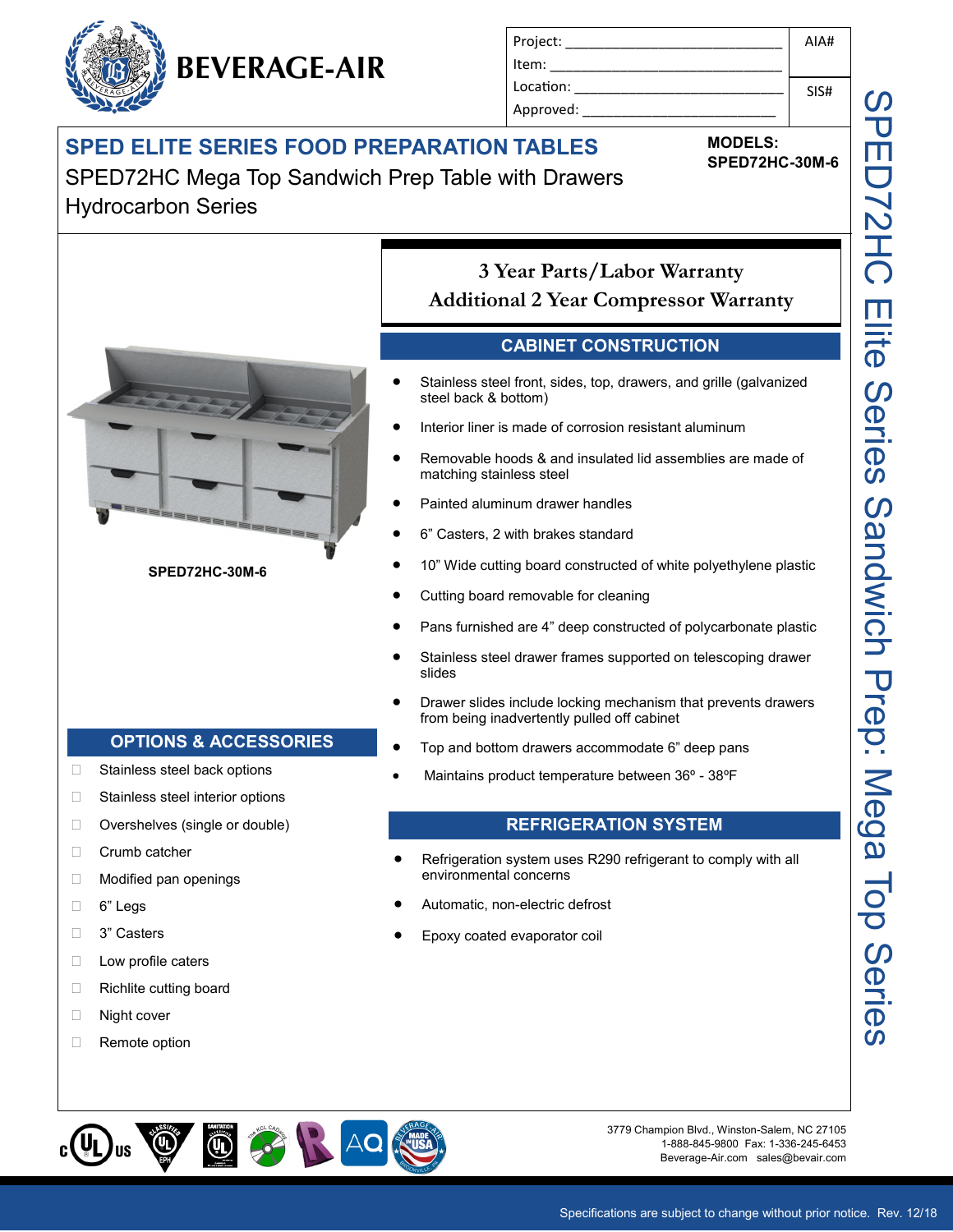# BEVERAGE-AIR

| Project: ______________________________ | AIA# |
|---|---|
| Item: ______________________________ | |
| Location: ______________________________ | SIS# |
| Approved: ______________________________ | |

## SPED ELITE SERIES FOOD PREPARATION TABLES

SPED72HC Mega Top Sandwich Prep Table with Drawers
Hydrocarbon Series

**MODELS:**
**SPED72HC-30M-6**

SPED72HC Elite Series Sandwich Prep: Mega Top Series

**SPED72HC-30M-6**

**3 Year Parts/Labor Warranty**
**Additional 2 Year Compressor Warranty**

### CABINET CONSTRUCTION

- Stainless steel front, sides, top, drawers, and grille (galvanized steel back & bottom)
- Interior liner is made of corrosion resistant aluminum
- Removable hoods & and insulated lid assemblies are made of matching stainless steel
- Painted aluminum drawer handles
- 6" Casters, 2 with brakes standard
- 10" Wide cutting board constructed of white polyethylene plastic
- Cutting board removable for cleaning
- Pans furnished are 4" deep constructed of polycarbonate plastic
- Stainless steel drawer frames supported on telescoping drawer slides
- Drawer slides include locking mechanism that prevents drawers from being inadvertently pulled off cabinet
- Top and bottom drawers accommodate 6" deep pans
- Maintains product temperature between 36º - 38ºF

### REFRIGERATION SYSTEM

- Refrigeration system uses R290 refrigerant to comply with all environmental concerns
- Automatic, non-electric defrost
- Epoxy coated evaporator coil

### OPTIONS & ACCESSORIES

- ☐ Stainless steel back options
- ☐ Stainless steel interior options
- ☐ Overshelves (single or double)
- ☐ Crumb catcher
- ☐ Modified pan openings
- ☐ 6" Legs
- ☐ 3" Casters
- ☐ Low profile caters
- ☐ Richlite cutting board
- ☐ Night cover
- ☐ Remote option

3779 Champion Blvd., Winston-Salem, NC 27105
1-888-845-9800 Fax: 1-336-245-6453
Beverage-Air.com sales@bevair.com

Specifications are subject to change without prior notice. Rev. 12/18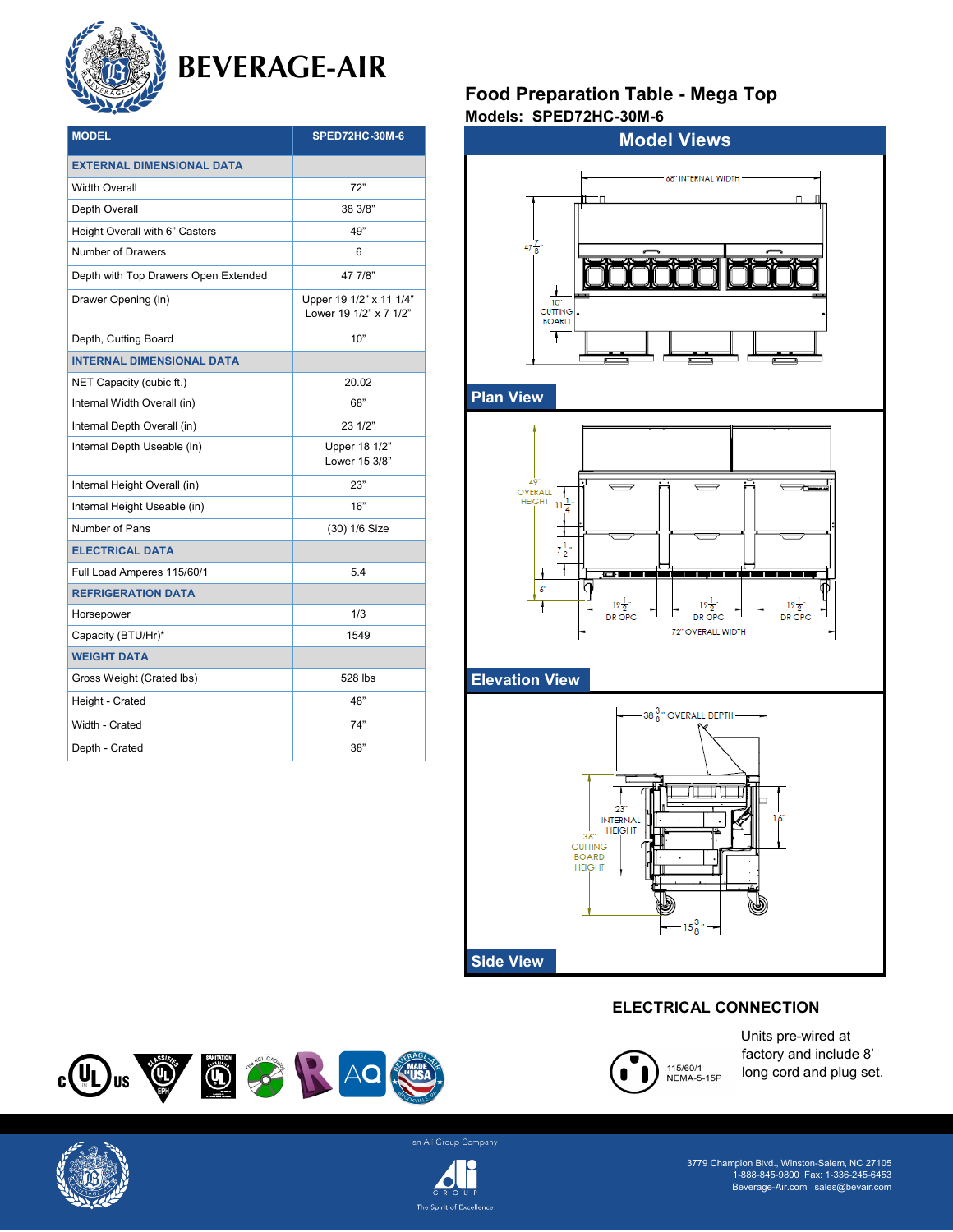# BEVERAGE-AIR

## Food Preparation Table - Mega Top

### Models: SPED72HC-30M-6

| MODEL | SPED72HC-30M-6 |
|---|---|
| **EXTERNAL DIMENSIONAL DATA** | |
| Width Overall | 72" |
| Depth Overall | 38 3/8" |
| Height Overall with 6" Casters | 49" |
| Number of Drawers | 6 |
| Depth with Top Drawers Open Extended | 47 7/8" |
| Drawer Opening (in) | Upper 19 1/2" x 11 1/4"<br>Lower 19 1/2" x 7 1/2" |
| Depth, Cutting Board | 10" |
| **INTERNAL DIMENSIONAL DATA** | |
| NET Capacity (cubic ft.) | 20.02 |
| Internal Width Overall (in) | 68" |
| Internal Depth Overall (in) | 23 1/2" |
| Internal Depth Useable (in) | Upper 18 1/2"<br>Lower 15 3/8" |
| Internal Height Overall (in) | 23" |
| Internal Height Useable (in) | 16" |
| Number of Pans | (30) 1/6 Size |
| **ELECTRICAL DATA** | |
| Full Load Amperes 115/60/1 | 5.4 |
| **REFRIGERATION DATA** | |
| Horsepower | 1/3 |
| Capacity (BTU/Hr)* | 1549 |
| **WEIGHT DATA** | |
| Gross Weight (Crated lbs) | 528 lbs |
| Height - Crated | 48" |
| Width - Crated | 74" |
| Depth - Crated | 38" |

## Model Views

68" INTERNAL WIDTH

47 7/8"

10" CUTTING BOARD

**Plan View**

49" OVERALL HEIGHT

11 1/4"

7 1/2"

6"

19 1/2" DR OPG

19 1/2" DR OPG

19 1/2" DR OPG

72" OVERALL WIDTH

**Elevation View**

38 3/8" OVERALL DEPTH

23" INTERNAL HEIGHT

36" CUTTING BOARD HEIGHT

16"

15 3/8"

**Side View**

## ELECTRICAL CONNECTION

115/60/1
NEMA-5-15P

Units pre-wired at factory and include 8' long cord and plug set.

an Ali Group Company

The Spirit of Excellence

3779 Champion Blvd., Winston-Salem, NC 27105
1-888-845-9800 Fax: 1-336-245-6453
Beverage-Air.com sales@bevair.com